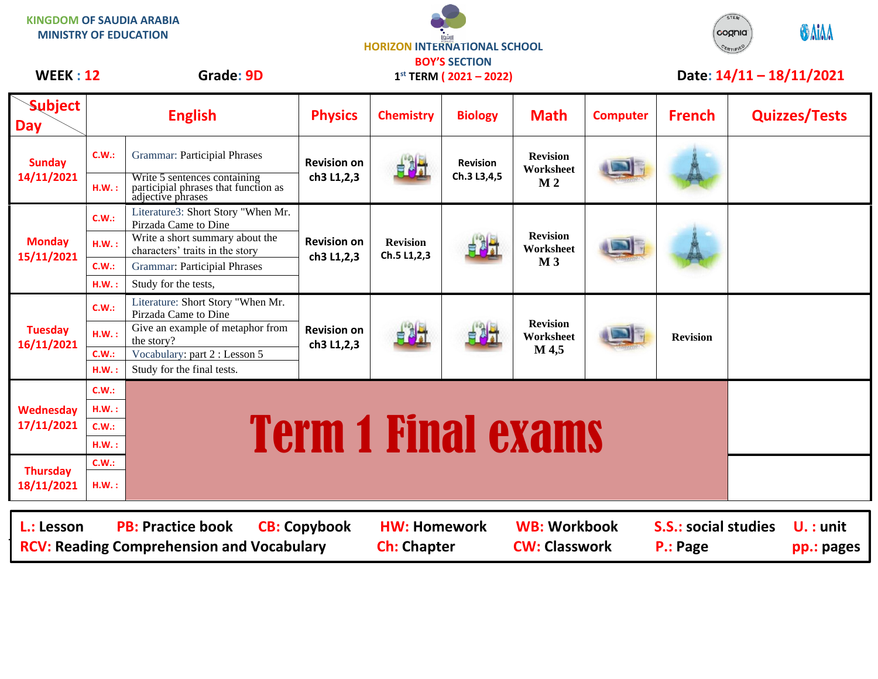KINGDOM OF SAUDIA ARABIA
MINISTRY OF EDUCATION

HORIZON INTERNATIONAL SCHOOL
BOY'S SECTION
1st TERM ( 2021 – 2022)

WEEK : 12 Grade: 9D Date: 14/11 – 18/11/2021

| Day \ Subject | | English | Physics | Chemistry | Biology | Math | Computer | French | Quizzes/Tests |
|---|---|---|---|---|---|---|---|---|---|
| Sunday 14/11/2021 | C.W.: | Grammar: Participial Phrases | Revision on ch3 L1,2,3 | | Revision Ch.3 L3,4,5 | Revision Worksheet M 2 | | | |
| | H.W. : | Write 5 sentences containing participial phrases that function as adjective phrases | | | | | | | |
| Monday 15/11/2021 | C.W.: | Literature3: Short Story "When Mr. Pirzada Came to Dine | Revision on ch3 L1,2,3 | Revision Ch.5 L1,2,3 | | Revision Worksheet M 3 | | | |
| | H.W. : | Write a short summary about the characters' traits in the story | | | | | | | |
| | C.W.: | Grammar: Participial Phrases | | | | | | | |
| | H.W. : | Study for the tests, | | | | | | | |
| Tuesday 16/11/2021 | C.W.: | Literature: Short Story "When Mr. Pirzada Came to Dine | Revision on ch3 L1,2,3 | | | Revision Worksheet M 4,5 | | Revision | |
| | H.W. : | Give an example of metaphor from the story? | | | | | | | |
| | C.W.: | Vocabulary: part 2 : Lesson 5 | | | | | | | |
| | H.W. : | Study for the final tests. | | | | | | | |
| Wednesday 17/11/2021 | C.W.: | Term 1 Final exams | | | | | | | |
| | H.W. : | | | | | | | | |
| | C.W.: | | | | | | | | |
| | H.W. : | | | | | | | | |
| Thursday 18/11/2021 | C.W.: | | | | | | | | |
| | H.W. : | | | | | | | | |

L.: Lesson PB: Practice book CB: Copybook HW: Homework WB: Workbook S.S.: social studies U. : unit
RCV: Reading Comprehension and Vocabulary Ch: Chapter CW: Classwork P.: Page pp.: pages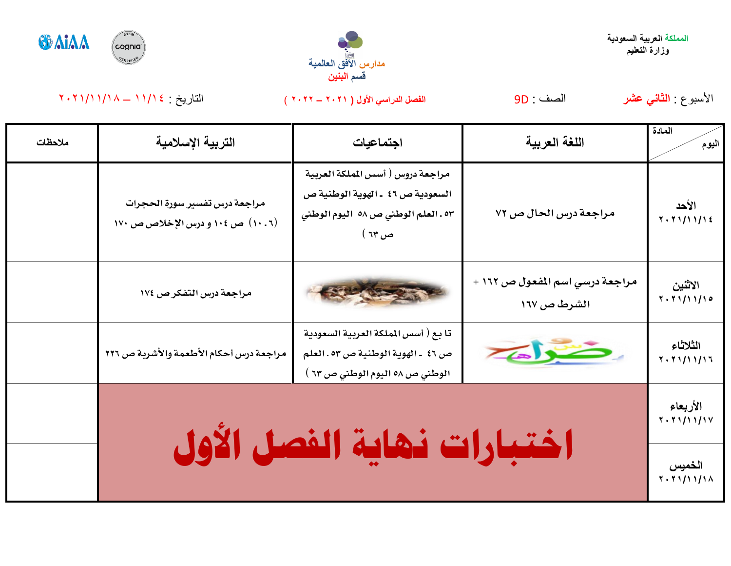المملكة العربية السعودية
وزارة التعليم

مدارس الأفق العالمية
قسم البنين

الأسبوع : الثاني عشر | الصف : 9D | الفصل الدراسي الأول ( ٢٠٢١ – ٢٠٢٢ ) | التاريخ : ١١/١٤ – ٢٠٢١/١١/١٨

| اليوم / المادة | اللغة العربية | اجتماعيات | التربية الإسلامية | ملاحظات |
|---|---|---|---|---|
| الأحد ٢٠٢١/١١/١٤ | مراجعة درس الحال ص ٧٢ | مراجعة دروس ( أسس المملكة العربية السعودية ص ٤٦ ـ الهوية الوطنية ص ٥٣ . العلم الوطني ص ٥٨ اليوم الوطني ص ٦٣ ) | مراجعة درس تفسير سورة الحجرات (١٠.٦) ص ١٠٤ و درس الإخلاص ص ١٧٠ | |
| الاثنين ٢٠٢١/١١/١٥ | مراجعة درسي اسم المفعول ص ١٦٢ + الشرط ص ١٦٧ | | مراجعة درس التفكر ص ١٧٤ | |
| الثلاثاء ٢٠٢١/١١/١٦ | | تا بع ( أسس المملكة العربية السعودية ص ٤٦ ـ الهوية الوطنية ص ٥٣ . العلم الوطني ص ٥٨ اليوم الوطني ص ٦٣ ) | مراجعة درس أحكام الأطعمة والأشربة ص ٢٢٦ | |
| الأربعاء ٢٠٢١/١١/١٧ | اختبارات نهاية الفصل الأول | | | |
| الخميس ٢٠٢١/١١/١٨ | | | | |